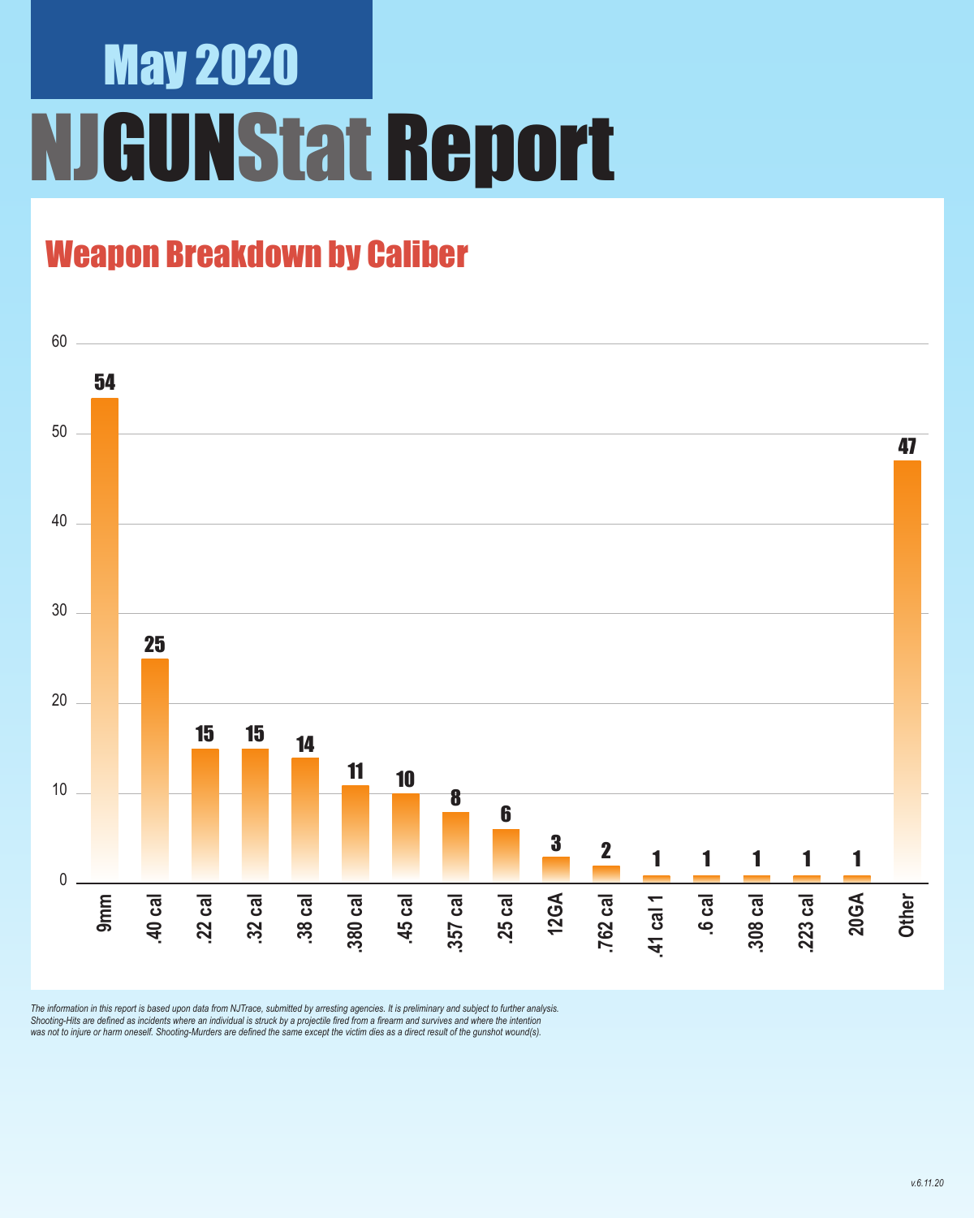# May 2020

# NJGUNStat Report

## Weapon Breakdown by Caliber

| Caliber | Count |
| --- | --- |
| 9mm | 54 |
| .40 cal | 25 |
| .22 cal | 15 |
| .32 cal | 15 |
| .38 cal | 14 |
| .380 cal | 11 |
| .45 cal | 10 |
| .357 cal | 8 |
| .25 cal | 6 |
| 12GA | 3 |
| .762 cal | 2 |
| .41 cal 1 | 1 |
| .6 cal | 1 |
| .308 cal | 1 |
| .223 cal | 1 |
| 20GA | 1 |
| Other | 47 |

*The information in this report is based upon data from NJTrace, submitted by arresting agencies. It is preliminary and subject to further analysis. Shooting-Hits are defined as incidents where an individual is struck by a projectile fired from a firearm and survives and where the intention was not to injure or harm oneself. Shooting-Murders are defined the same except the victim dies as a direct result of the gunshot wound(s).*

*v.6.11.20*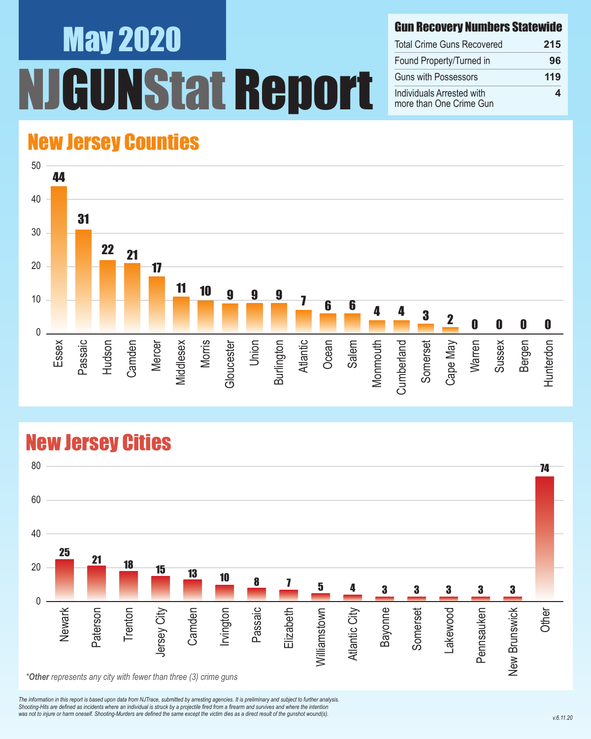# May 2020

# NJGUNStat Report

## Gun Recovery Numbers Statewide

| | |
|---|---|
| Total Crime Guns Recovered | 215 |
| Found Property/Turned in | 96 |
| Guns with Possessors | 119 |
| Individuals Arrested with more than One Crime Gun | 4 |

## New Jersey Counties

| County | Guns |
|---|---|
| Essex | 44 |
| Passaic | 31 |
| Hudson | 22 |
| Camden | 21 |
| Mercer | 17 |
| Middlesex | 11 |
| Morris | 10 |
| Gloucester | 9 |
| Union | 9 |
| Burlington | 9 |
| Atlantic | 7 |
| Ocean | 6 |
| Salem | 6 |
| Monmouth | 4 |
| Cumberland | 4 |
| Somerset | 3 |
| Cape May | 2 |
| Warren | 0 |
| Sussex | 0 |
| Bergen | 0 |
| Hunterdon | 0 |

## New Jersey Cities

| City | Guns |
|---|---|
| Newark | 25 |
| Paterson | 21 |
| Trenton | 18 |
| Jersey City | 15 |
| Camden | 13 |
| Irvington | 10 |
| Passaic | 8 |
| Elizabeth | 7 |
| Williamstown | 5 |
| Atlantic City | 4 |
| Bayonne | 3 |
| Somerset | 3 |
| Lakewood | 3 |
| Pennsauken | 3 |
| New Brunswick | 3 |
| Other | 74 |

*\*Other represents any city with fewer than three (3) crime guns*

*The information in this report is based upon data from NJTrace, submitted by arresting agencies. It is preliminary and subject to further analysis. Shooting-Hits are defined as incidents where an individual is struck by a projectile fired from a firearm and survives and where the intention was not to injure or harm oneself. Shooting-Murders are defined the same except the victim dies as a direct result of the gunshot wound(s).*

v.6.11.20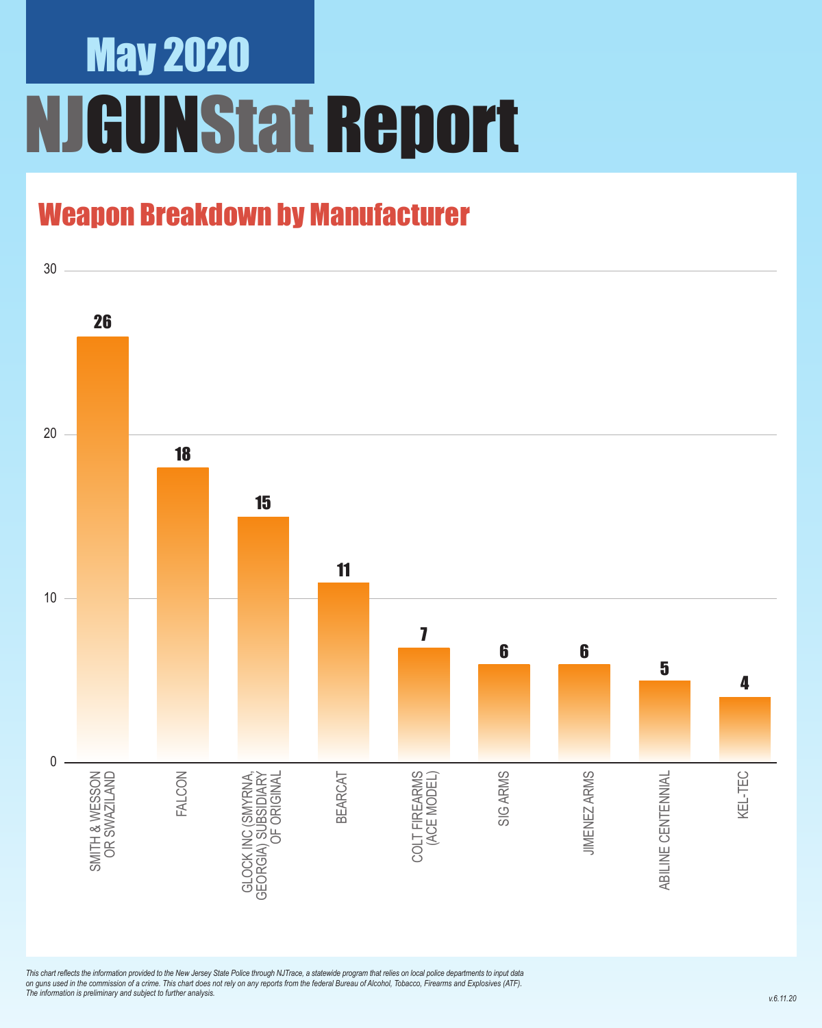# May 2020

# NJGUNStat Report

## Weapon Breakdown by Manufacturer

| Manufacturer | Count |
| --- | --- |
| SMITH & WESSON OR SWAZILAND | 26 |
| FALCON | 18 |
| GLOCK INC (SMYRNA, GEORGIA) SUBSIDIARY OF ORIGINAL | 15 |
| BEARCAT | 11 |
| COLT FIREARMS (ACE MODEL) | 7 |
| SIG ARMS | 6 |
| JIMENEZ ARMS | 6 |
| ABILINE CENTENNIAL | 5 |
| KEL-TEC | 4 |

*This chart reflects the information provided to the New Jersey State Police through NJTrace, a statewide program that relies on local police departments to input data on guns used in the commission of a crime. This chart does not rely on any reports from the federal Bureau of Alcohol, Tobacco, Firearms and Explosives (ATF). The information is preliminary and subject to further analysis.*

*v.6.11.20*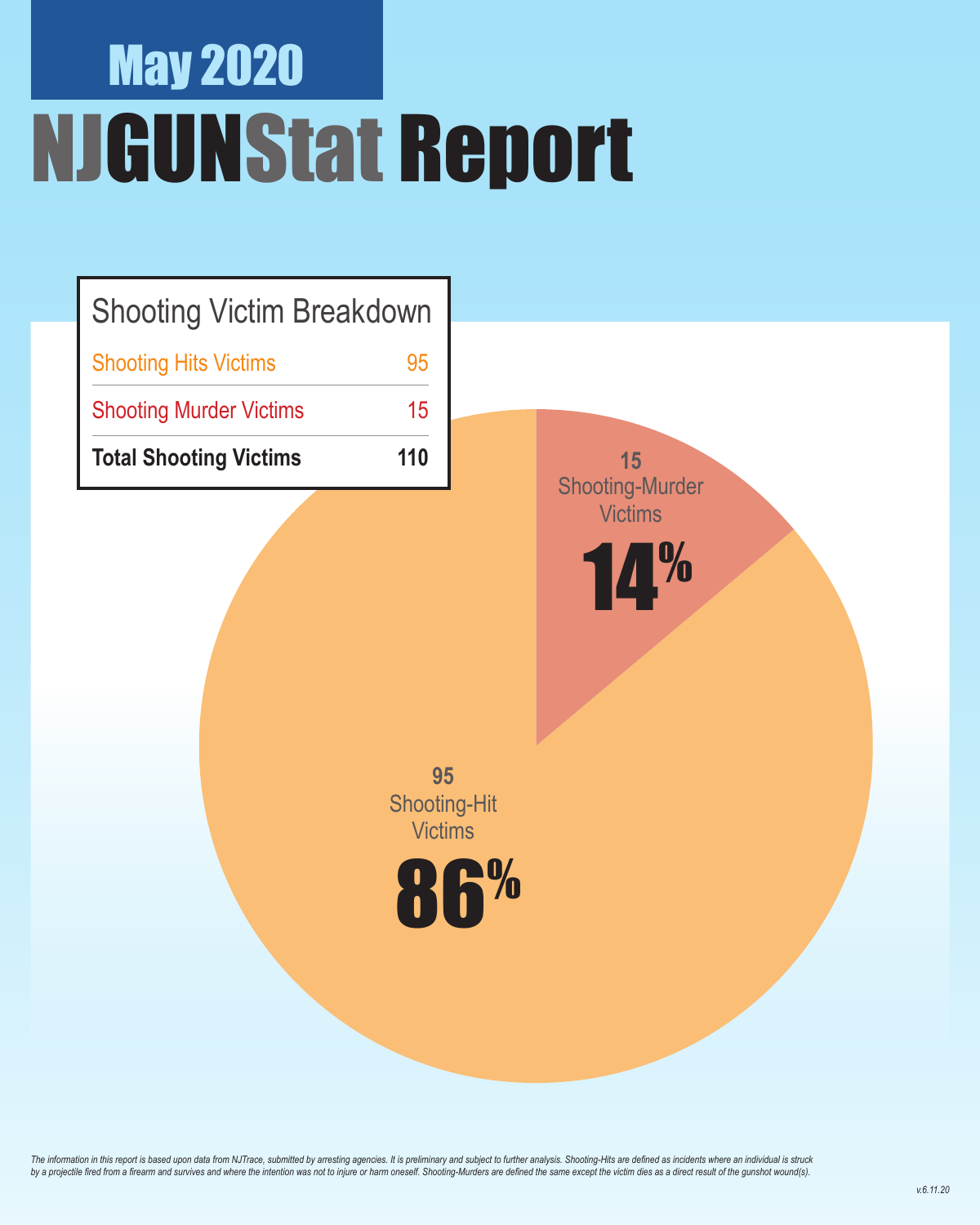# May 2020

# NJGUNStat Report

## Shooting Victim Breakdown

| | |
|---|---|
| Shooting Hits Victims | 95 |
| Shooting Murder Victims | 15 |
| **Total Shooting Victims** | **110** |

15
Shooting-Murder Victims
14%

95
Shooting-Hit Victims
86%

*The information in this report is based upon data from NJTrace, submitted by arresting agencies. It is preliminary and subject to further analysis. Shooting-Hits are defined as incidents where an individual is struck by a projectile fired from a firearm and survives and where the intention was not to injure or harm oneself. Shooting-Murders are defined the same except the victim dies as a direct result of the gunshot wound(s).*

*v.6.11.20*